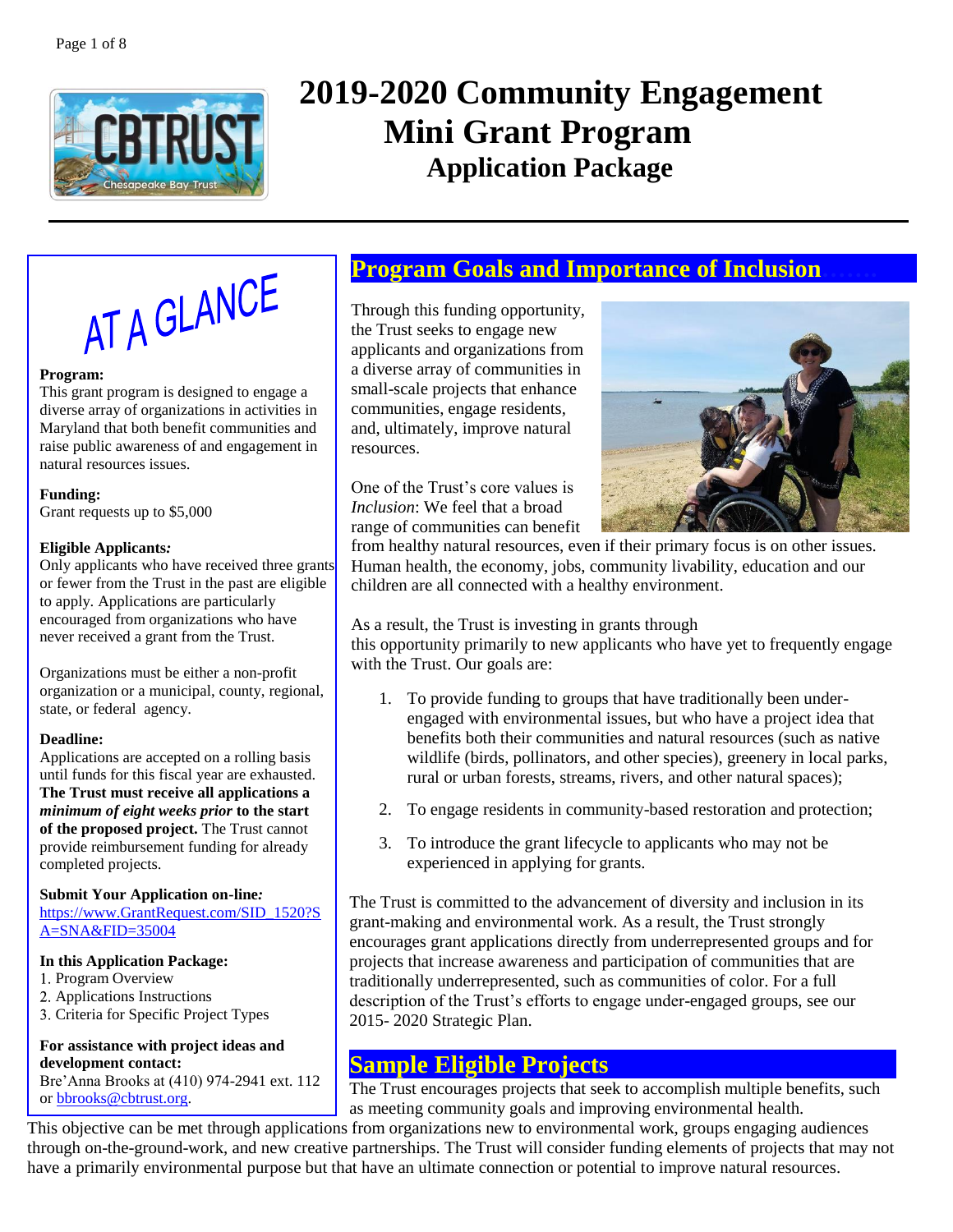# 2019-2020 Community Engagement Mini Grant Program

## Application Package

### AT A GLANCE

**Program:**
This grant program is designed to engage a diverse array of organizations in activities in Maryland that both benefit communities and raise public awareness of and engagement in natural resources issues.

**Funding:**
Grant requests up to $5,000

**Eligible Applicants:**
Only applicants who have received three grants or fewer from the Trust in the past are eligible to apply. Applications are particularly encouraged from organizations who have never received a grant from the Trust.

Organizations must be either a non-profit organization or a municipal, county, regional, state, or federal agency.

**Deadline:**
Applications are accepted on a rolling basis until funds for this fiscal year are exhausted. **The Trust must receive all applications a *minimum of eight weeks prior* to the start of the proposed project.** The Trust cannot provide reimbursement funding for already completed projects.

**Submit Your Application on-line:**
https://www.GrantRequest.com/SID_1520?SA=SNA&FID=35004

**In this Application Package:**
1. Program Overview
2. Applications Instructions
3. Criteria for Specific Project Types

**For assistance with project ideas and development contact:**
Bre'Anna Brooks at (410) 974-2941 ext. 112 or bbrooks@cbtrust.org.

## Program Goals and Importance of Inclusion

Through this funding opportunity, the Trust seeks to engage new applicants and organizations from a diverse array of communities in small-scale projects that enhance communities, engage residents, and, ultimately, improve natural resources.

One of the Trust's core values is *Inclusion*: We feel that a broad range of communities can benefit from healthy natural resources, even if their primary focus is on other issues. Human health, the economy, jobs, community livability, education and our children are all connected with a healthy environment.

As a result, the Trust is investing in grants through this opportunity primarily to new applicants who have yet to frequently engage with the Trust. Our goals are:

1. To provide funding to groups that have traditionally been under-engaged with environmental issues, but who have a project idea that benefits both their communities and natural resources (such as native wildlife (birds, pollinators, and other species), greenery in local parks, rural or urban forests, streams, rivers, and other natural spaces);
2. To engage residents in community-based restoration and protection;
3. To introduce the grant lifecycle to applicants who may not be experienced in applying for grants.

The Trust is committed to the advancement of diversity and inclusion in its grant-making and environmental work. As a result, the Trust strongly encourages grant applications directly from underrepresented groups and for projects that increase awareness and participation of communities that are traditionally underrepresented, such as communities of color. For a full description of the Trust's efforts to engage under-engaged groups, see our 2015- 2020 Strategic Plan.

## Sample Eligible Projects

The Trust encourages projects that seek to accomplish multiple benefits, such as meeting community goals and improving environmental health. This objective can be met through applications from organizations new to environmental work, groups engaging audiences through on-the-ground-work, and new creative partnerships. The Trust will consider funding elements of projects that may not have a primarily environmental purpose but that have an ultimate connection or potential to improve natural resources.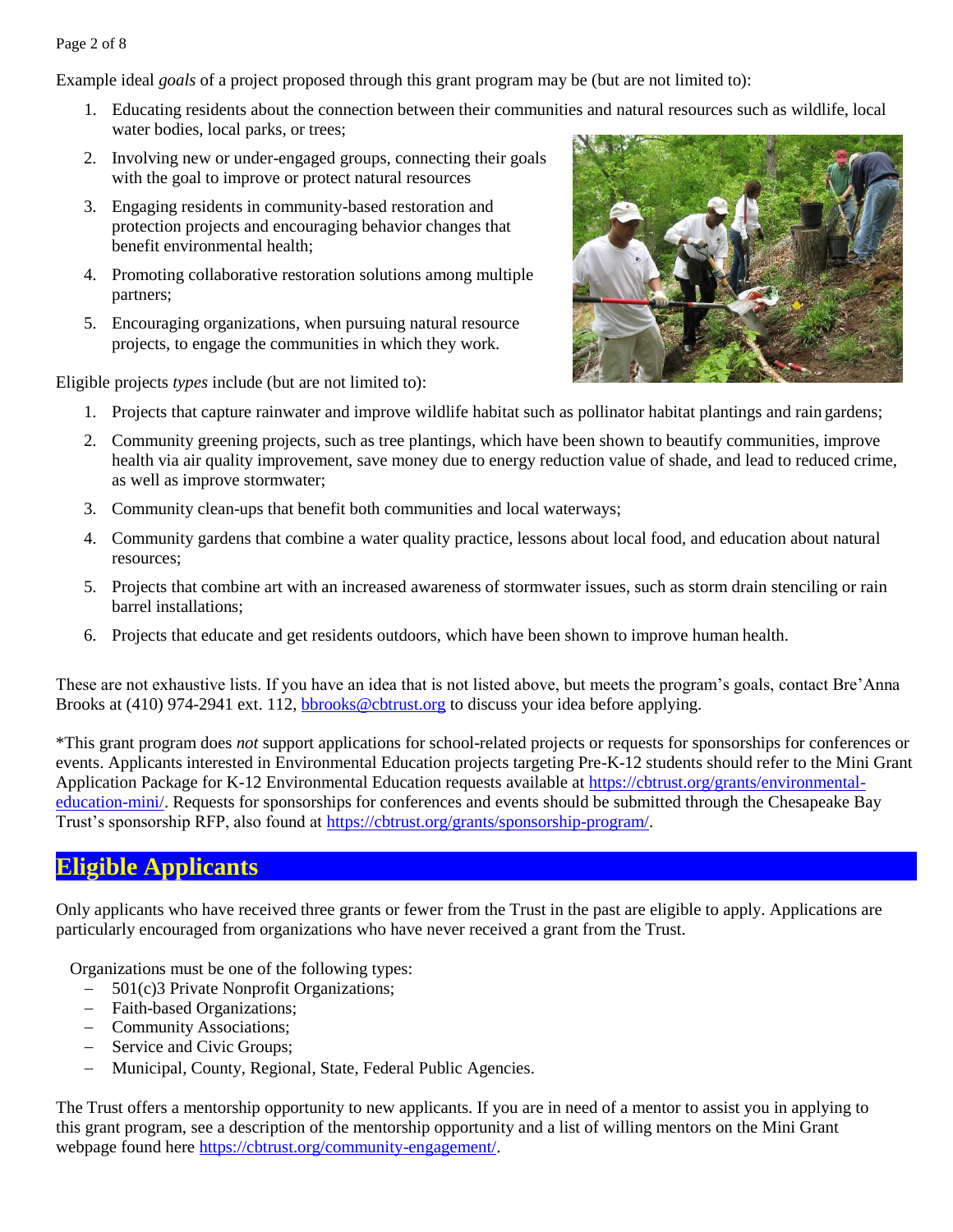Example ideal *goals* of a project proposed through this grant program may be (but are not limited to):

1. Educating residents about the connection between their communities and natural resources such as wildlife, local water bodies, local parks, or trees;
2. Involving new or under-engaged groups, connecting their goals with the goal to improve or protect natural resources
3. Engaging residents in community-based restoration and protection projects and encouraging behavior changes that benefit environmental health;
4. Promoting collaborative restoration solutions among multiple partners;
5. Encouraging organizations, when pursuing natural resource projects, to engage the communities in which they work.

Eligible projects *types* include (but are not limited to):

1. Projects that capture rainwater and improve wildlife habitat such as pollinator habitat plantings and rain gardens;
2. Community greening projects, such as tree plantings, which have been shown to beautify communities, improve health via air quality improvement, save money due to energy reduction value of shade, and lead to reduced crime, as well as improve stormwater;
3. Community clean-ups that benefit both communities and local waterways;
4. Community gardens that combine a water quality practice, lessons about local food, and education about natural resources;
5. Projects that combine art with an increased awareness of stormwater issues, such as storm drain stenciling or rain barrel installations;
6. Projects that educate and get residents outdoors, which have been shown to improve human health.

These are not exhaustive lists. If you have an idea that is not listed above, but meets the program's goals, contact Bre'Anna Brooks at (410) 974-2941 ext. 112, bbrooks@cbtrust.org to discuss your idea before applying.

*This grant program does *not* support applications for school-related projects or requests for sponsorships for conferences or events. Applicants interested in Environmental Education projects targeting Pre-K-12 students should refer to the Mini Grant Application Package for K-12 Environmental Education requests available at https://cbtrust.org/grants/environmental-education-mini/. Requests for sponsorships for conferences and events should be submitted through the Chesapeake Bay Trust's sponsorship RFP, also found at https://cbtrust.org/grants/sponsorship-program/.

## Eligible Applicants

Only applicants who have received three grants or fewer from the Trust in the past are eligible to apply. Applications are particularly encouraged from organizations who have never received a grant from the Trust.

Organizations must be one of the following types:

- 501(c)3 Private Nonprofit Organizations;
- Faith-based Organizations;
- Community Associations;
- Service and Civic Groups;
- Municipal, County, Regional, State, Federal Public Agencies.

The Trust offers a mentorship opportunity to new applicants. If you are in need of a mentor to assist you in applying to this grant program, see a description of the mentorship opportunity and a list of willing mentors on the Mini Grant webpage found here https://cbtrust.org/community-engagement/.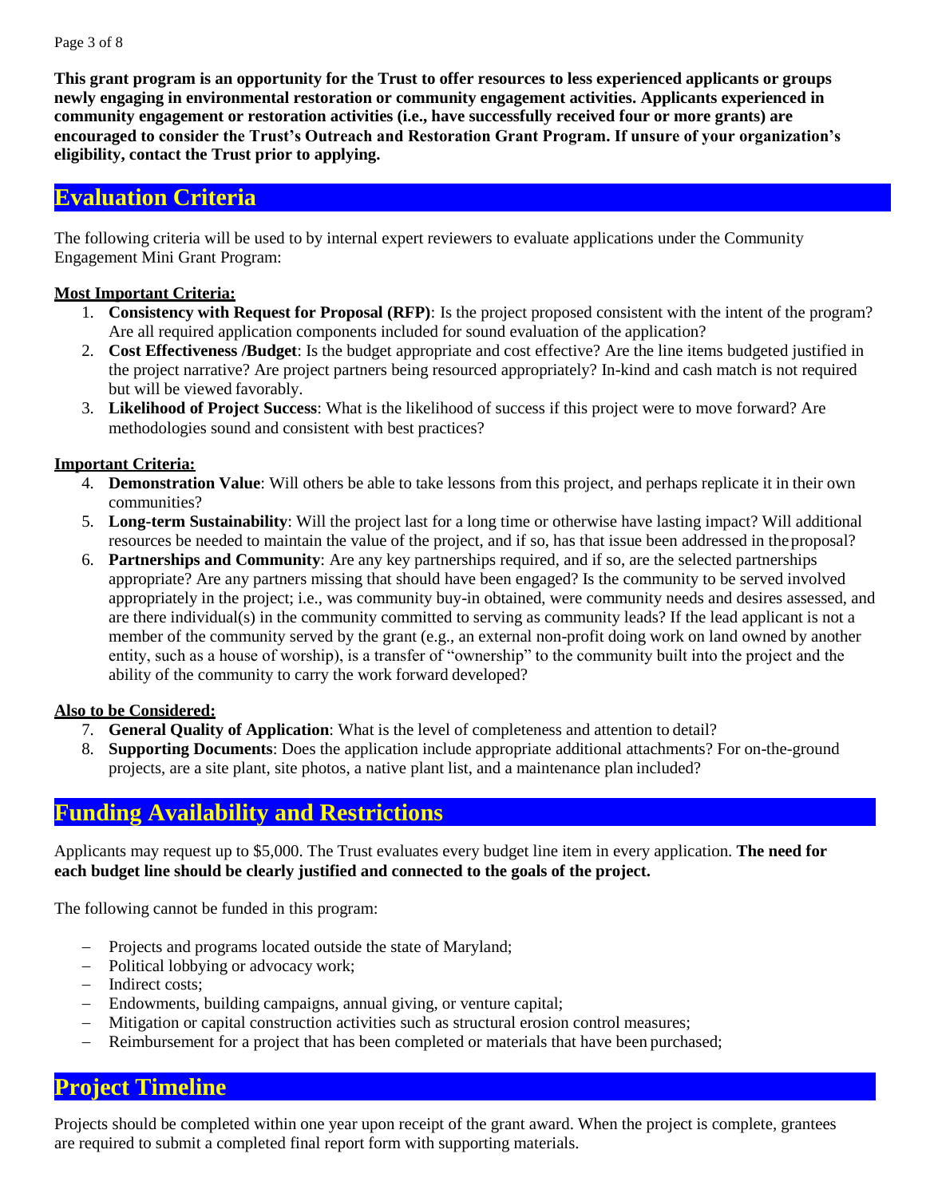**This grant program is an opportunity for the Trust to offer resources to less experienced applicants or groups newly engaging in environmental restoration or community engagement activities. Applicants experienced in community engagement or restoration activities (i.e., have successfully received four or more grants) are encouraged to consider the Trust's Outreach and Restoration Grant Program. If unsure of your organization's eligibility, contact the Trust prior to applying.**

## Evaluation Criteria

The following criteria will be used to by internal expert reviewers to evaluate applications under the Community Engagement Mini Grant Program:

**Most Important Criteria:**

1. **Consistency with Request for Proposal (RFP)**: Is the project proposed consistent with the intent of the program? Are all required application components included for sound evaluation of the application?
2. **Cost Effectiveness /Budget**: Is the budget appropriate and cost effective? Are the line items budgeted justified in the project narrative? Are project partners being resourced appropriately? In-kind and cash match is not required but will be viewed favorably.
3. **Likelihood of Project Success**: What is the likelihood of success if this project were to move forward? Are methodologies sound and consistent with best practices?

**Important Criteria:**

4. **Demonstration Value**: Will others be able to take lessons from this project, and perhaps replicate it in their own communities?
5. **Long-term Sustainability**: Will the project last for a long time or otherwise have lasting impact? Will additional resources be needed to maintain the value of the project, and if so, has that issue been addressed in the proposal?
6. **Partnerships and Community**: Are any key partnerships required, and if so, are the selected partnerships appropriate? Are any partners missing that should have been engaged? Is the community to be served involved appropriately in the project; i.e., was community buy-in obtained, were community needs and desires assessed, and are there individual(s) in the community committed to serving as community leads? If the lead applicant is not a member of the community served by the grant (e.g., an external non-profit doing work on land owned by another entity, such as a house of worship), is a transfer of "ownership" to the community built into the project and the ability of the community to carry the work forward developed?

**Also to be Considered:**

7. **General Quality of Application**: What is the level of completeness and attention to detail?
8. **Supporting Documents**: Does the application include appropriate additional attachments? For on-the-ground projects, are a site plant, site photos, a native plant list, and a maintenance plan included?

## Funding Availability and Restrictions

Applicants may request up to $5,000. The Trust evaluates every budget line item in every application. **The need for each budget line should be clearly justified and connected to the goals of the project.**

The following cannot be funded in this program:

- Projects and programs located outside the state of Maryland;
- Political lobbying or advocacy work;
- Indirect costs;
- Endowments, building campaigns, annual giving, or venture capital;
- Mitigation or capital construction activities such as structural erosion control measures;
- Reimbursement for a project that has been completed or materials that have been purchased;

## Project Timeline

Projects should be completed within one year upon receipt of the grant award. When the project is complete, grantees are required to submit a completed final report form with supporting materials.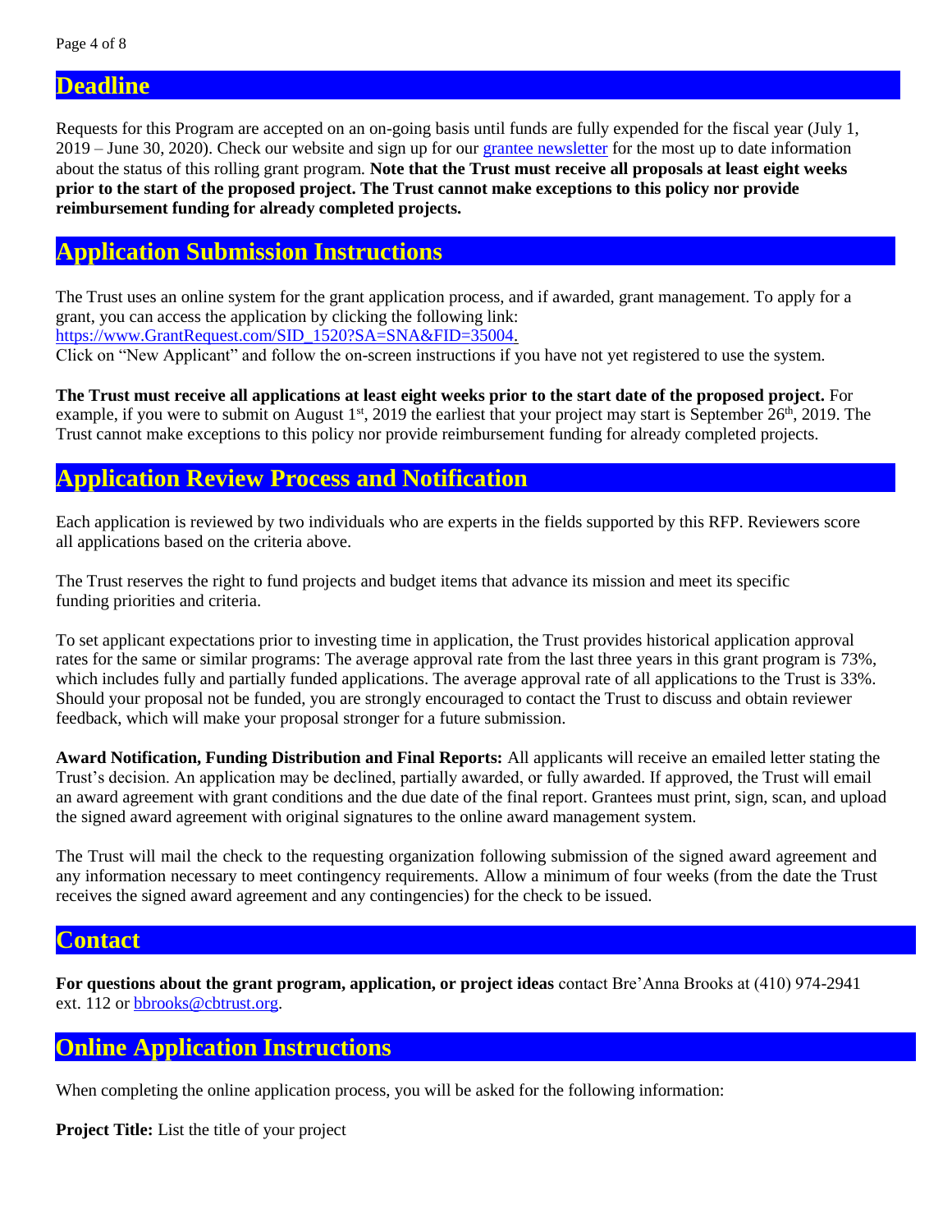## Deadline

Requests for this Program are accepted on an on-going basis until funds are fully expended for the fiscal year (July 1, 2019 – June 30, 2020). Check our website and sign up for our grantee newsletter for the most up to date information about the status of this rolling grant program. **Note that the Trust must receive all proposals at least eight weeks prior to the start of the proposed project. The Trust cannot make exceptions to this policy nor provide reimbursement funding for already completed projects.**

## Application Submission Instructions

The Trust uses an online system for the grant application process, and if awarded, grant management. To apply for a grant, you can access the application by clicking the following link:
https://www.GrantRequest.com/SID_1520?SA=SNA&FID=35004.
Click on "New Applicant" and follow the on-screen instructions if you have not yet registered to use the system.

**The Trust must receive all applications at least eight weeks prior to the start date of the proposed project.** For example, if you were to submit on August 1st, 2019 the earliest that your project may start is September 26th, 2019. The Trust cannot make exceptions to this policy nor provide reimbursement funding for already completed projects.

## Application Review Process and Notification

Each application is reviewed by two individuals who are experts in the fields supported by this RFP. Reviewers score all applications based on the criteria above.

The Trust reserves the right to fund projects and budget items that advance its mission and meet its specific funding priorities and criteria.

To set applicant expectations prior to investing time in application, the Trust provides historical application approval rates for the same or similar programs: The average approval rate from the last three years in this grant program is 73%, which includes fully and partially funded applications. The average approval rate of all applications to the Trust is 33%. Should your proposal not be funded, you are strongly encouraged to contact the Trust to discuss and obtain reviewer feedback, which will make your proposal stronger for a future submission.

**Award Notification, Funding Distribution and Final Reports:** All applicants will receive an emailed letter stating the Trust's decision. An application may be declined, partially awarded, or fully awarded. If approved, the Trust will email an award agreement with grant conditions and the due date of the final report. Grantees must print, sign, scan, and upload the signed award agreement with original signatures to the online award management system.

The Trust will mail the check to the requesting organization following submission of the signed award agreement and any information necessary to meet contingency requirements. Allow a minimum of four weeks (from the date the Trust receives the signed award agreement and any contingencies) for the check to be issued.

## Contact

**For questions about the grant program, application, or project ideas** contact Bre'Anna Brooks at (410) 974-2941 ext. 112 or bbrooks@cbtrust.org.

## Online Application Instructions

When completing the online application process, you will be asked for the following information:

**Project Title:** List the title of your project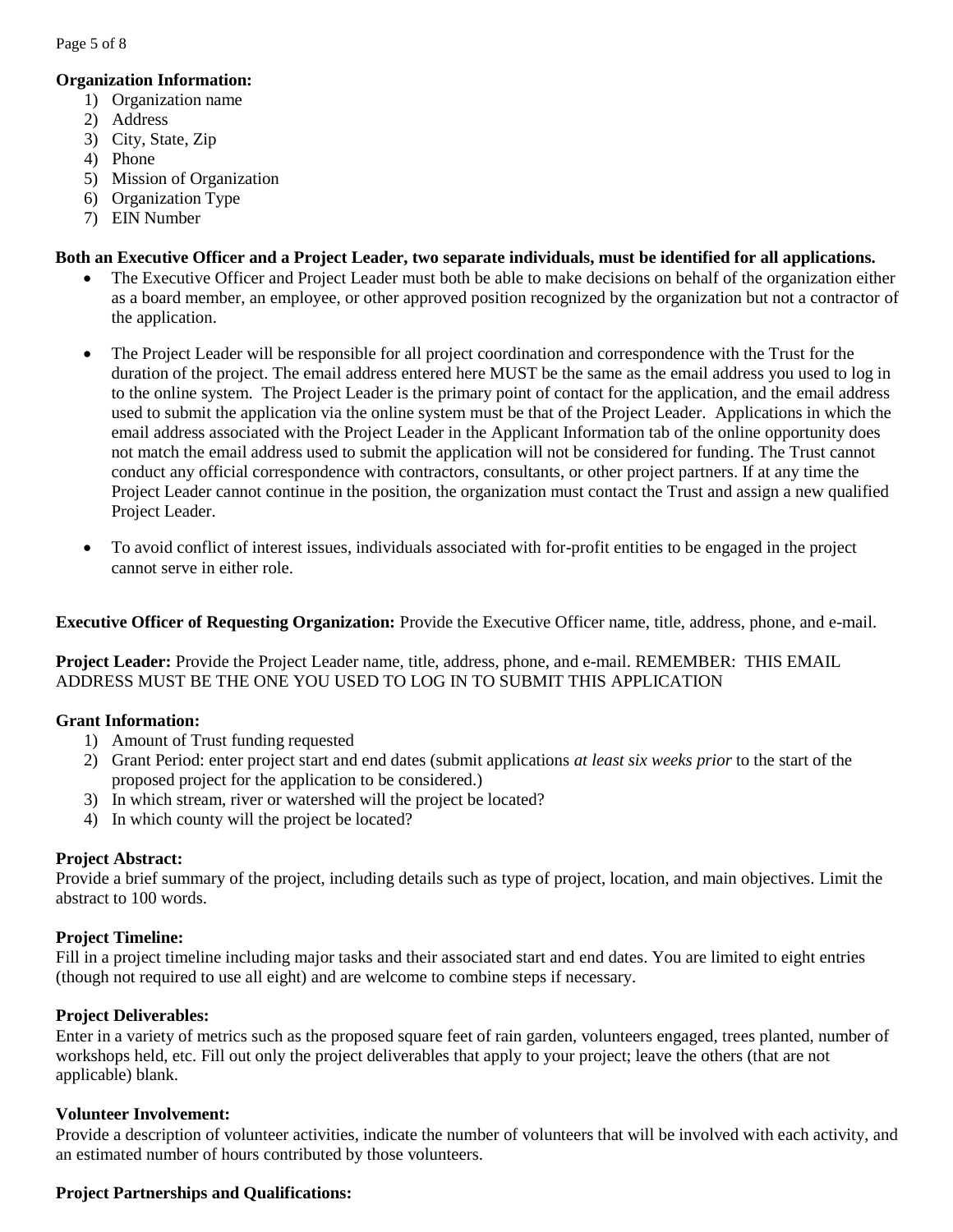**Organization Information:**

1) Organization name
2) Address
3) City, State, Zip
4) Phone
5) Mission of Organization
6) Organization Type
7) EIN Number

**Both an Executive Officer and a Project Leader, two separate individuals, must be identified for all applications.**

- The Executive Officer and Project Leader must both be able to make decisions on behalf of the organization either as a board member, an employee, or other approved position recognized by the organization but not a contractor of the application.

- The Project Leader will be responsible for all project coordination and correspondence with the Trust for the duration of the project. The email address entered here MUST be the same as the email address you used to log in to the online system. The Project Leader is the primary point of contact for the application, and the email address used to submit the application via the online system must be that of the Project Leader. Applications in which the email address associated with the Project Leader in the Applicant Information tab of the online opportunity does not match the email address used to submit the application will not be considered for funding. The Trust cannot conduct any official correspondence with contractors, consultants, or other project partners. If at any time the Project Leader cannot continue in the position, the organization must contact the Trust and assign a new qualified Project Leader.

- To avoid conflict of interest issues, individuals associated with for-profit entities to be engaged in the project cannot serve in either role.

**Executive Officer of Requesting Organization:** Provide the Executive Officer name, title, address, phone, and e-mail.

**Project Leader:** Provide the Project Leader name, title, address, phone, and e-mail. REMEMBER: THIS EMAIL ADDRESS MUST BE THE ONE YOU USED TO LOG IN TO SUBMIT THIS APPLICATION

**Grant Information:**

1) Amount of Trust funding requested
2) Grant Period: enter project start and end dates (submit applications *at least six weeks prior* to the start of the proposed project for the application to be considered.)
3) In which stream, river or watershed will the project be located?
4) In which county will the project be located?

**Project Abstract:**
Provide a brief summary of the project, including details such as type of project, location, and main objectives. Limit the abstract to 100 words.

**Project Timeline:**
Fill in a project timeline including major tasks and their associated start and end dates. You are limited to eight entries (though not required to use all eight) and are welcome to combine steps if necessary.

**Project Deliverables:**
Enter in a variety of metrics such as the proposed square feet of rain garden, volunteers engaged, trees planted, number of workshops held, etc. Fill out only the project deliverables that apply to your project; leave the others (that are not applicable) blank.

**Volunteer Involvement:**
Provide a description of volunteer activities, indicate the number of volunteers that will be involved with each activity, and an estimated number of hours contributed by those volunteers.

**Project Partnerships and Qualifications:**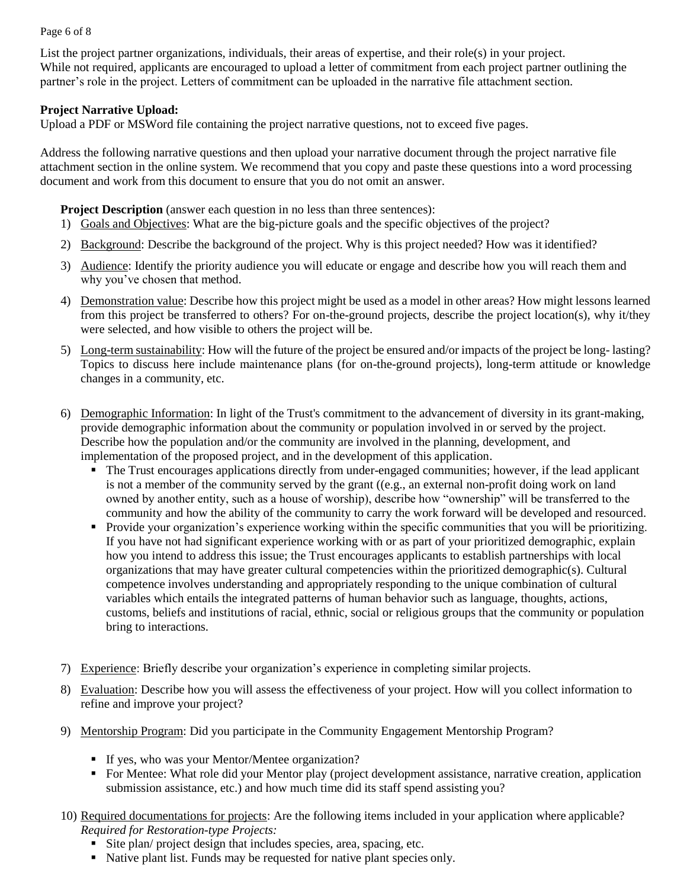List the project partner organizations, individuals, their areas of expertise, and their role(s) in your project. While not required, applicants are encouraged to upload a letter of commitment from each project partner outlining the partner's role in the project. Letters of commitment can be uploaded in the narrative file attachment section.

**Project Narrative Upload:**
Upload a PDF or MSWord file containing the project narrative questions, not to exceed five pages.

Address the following narrative questions and then upload your narrative document through the project narrative file attachment section in the online system. We recommend that you copy and paste these questions into a word processing document and work from this document to ensure that you do not omit an answer.

**Project Description** (answer each question in no less than three sentences):

1) Goals and Objectives: What are the big-picture goals and the specific objectives of the project?
2) Background: Describe the background of the project. Why is this project needed? How was it identified?
3) Audience: Identify the priority audience you will educate or engage and describe how you will reach them and why you've chosen that method.
4) Demonstration value: Describe how this project might be used as a model in other areas? How might lessons learned from this project be transferred to others? For on-the-ground projects, describe the project location(s), why it/they were selected, and how visible to others the project will be.
5) Long-term sustainability: How will the future of the project be ensured and/or impacts of the project be long- lasting? Topics to discuss here include maintenance plans (for on-the-ground projects), long-term attitude or knowledge changes in a community, etc.
6) Demographic Information: In light of the Trust's commitment to the advancement of diversity in its grant-making, provide demographic information about the community or population involved in or served by the project. Describe how the population and/or the community are involved in the planning, development, and implementation of the proposed project, and in the development of this application.
   - The Trust encourages applications directly from under-engaged communities; however, if the lead applicant is not a member of the community served by the grant ((e.g., an external non-profit doing work on land owned by another entity, such as a house of worship), describe how "ownership" will be transferred to the community and how the ability of the community to carry the work forward will be developed and resourced.
   - Provide your organization's experience working within the specific communities that you will be prioritizing. If you have not had significant experience working with or as part of your prioritized demographic, explain how you intend to address this issue; the Trust encourages applicants to establish partnerships with local organizations that may have greater cultural competencies within the prioritized demographic(s). Cultural competence involves understanding and appropriately responding to the unique combination of cultural variables which entails the integrated patterns of human behavior such as language, thoughts, actions, customs, beliefs and institutions of racial, ethnic, social or religious groups that the community or population bring to interactions.
7) Experience: Briefly describe your organization's experience in completing similar projects.
8) Evaluation: Describe how you will assess the effectiveness of your project. How will you collect information to refine and improve your project?
9) Mentorship Program: Did you participate in the Community Engagement Mentorship Program?
   - If yes, who was your Mentor/Mentee organization?
   - For Mentee: What role did your Mentor play (project development assistance, narrative creation, application submission assistance, etc.) and how much time did its staff spend assisting you?
10) Required documentations for projects: Are the following items included in your application where applicable?
    *Required for Restoration-type Projects:*
    - Site plan/ project design that includes species, area, spacing, etc.
    - Native plant list. Funds may be requested for native plant species only.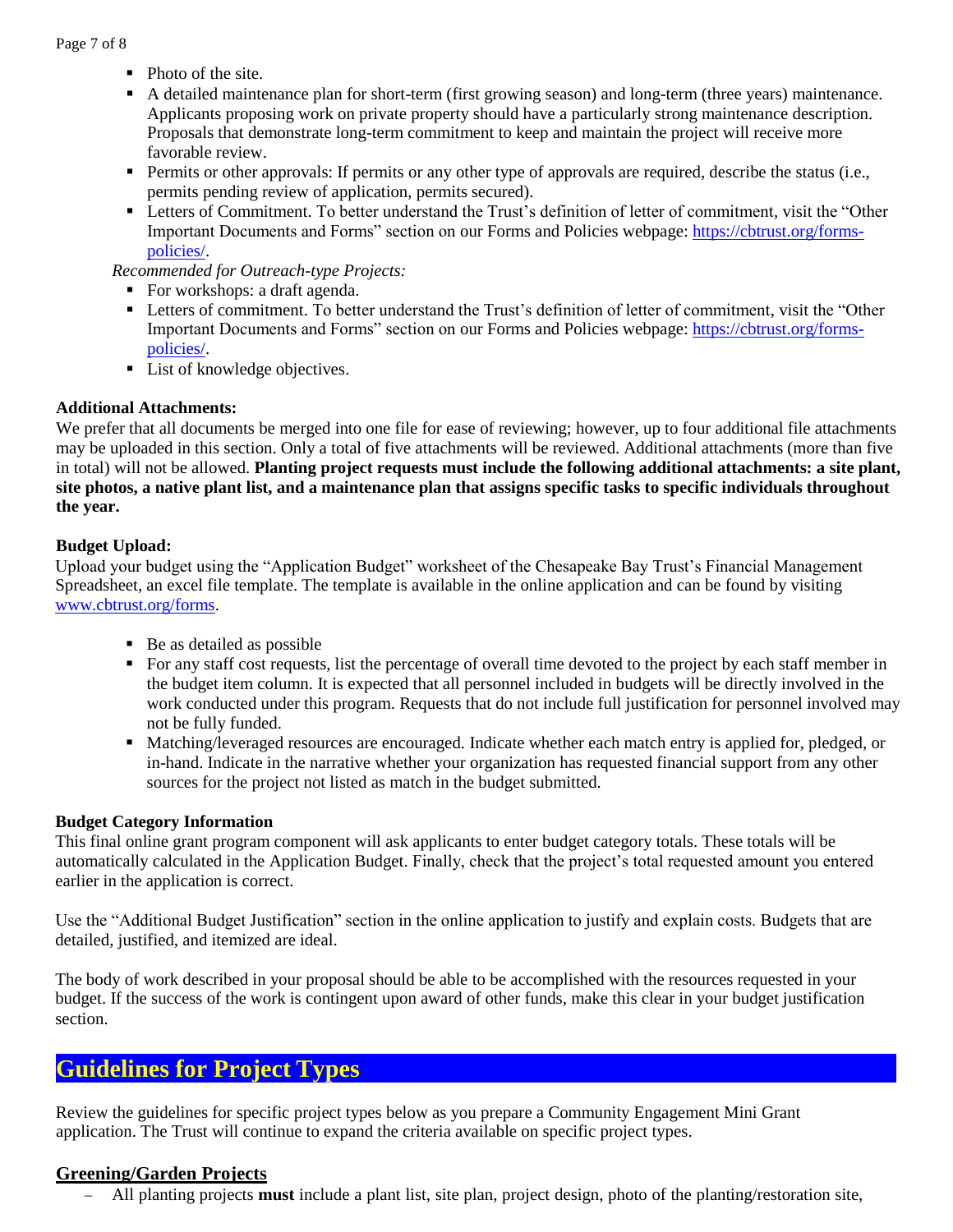- Photo of the site.
- A detailed maintenance plan for short-term (first growing season) and long-term (three years) maintenance. Applicants proposing work on private property should have a particularly strong maintenance description. Proposals that demonstrate long-term commitment to keep and maintain the project will receive more favorable review.
- Permits or other approvals: If permits or any other type of approvals are required, describe the status (i.e., permits pending review of application, permits secured).
- Letters of Commitment. To better understand the Trust's definition of letter of commitment, visit the "Other Important Documents and Forms" section on our Forms and Policies webpage: [https://cbtrust.org/forms-policies/](https://cbtrust.org/forms-policies/).

*Recommended for Outreach-type Projects:*

- For workshops: a draft agenda.
- Letters of commitment. To better understand the Trust's definition of letter of commitment, visit the "Other Important Documents and Forms" section on our Forms and Policies webpage: [https://cbtrust.org/forms-policies/](https://cbtrust.org/forms-policies/).
- List of knowledge objectives.

**Additional Attachments:**

We prefer that all documents be merged into one file for ease of reviewing; however, up to four additional file attachments may be uploaded in this section. Only a total of five attachments will be reviewed. Additional attachments (more than five in total) will not be allowed. **Planting project requests must include the following additional attachments: a site plant, site photos, a native plant list, and a maintenance plan that assigns specific tasks to specific individuals throughout the year.**

**Budget Upload:**

Upload your budget using the "Application Budget" worksheet of the Chesapeake Bay Trust's Financial Management Spreadsheet, an excel file template. The template is available in the online application and can be found by visiting [www.cbtrust.org/forms](www.cbtrust.org/forms).

- Be as detailed as possible
- For any staff cost requests, list the percentage of overall time devoted to the project by each staff member in the budget item column. It is expected that all personnel included in budgets will be directly involved in the work conducted under this program. Requests that do not include full justification for personnel involved may not be fully funded.
- Matching/leveraged resources are encouraged. Indicate whether each match entry is applied for, pledged, or in-hand. Indicate in the narrative whether your organization has requested financial support from any other sources for the project not listed as match in the budget submitted.

**Budget Category Information**

This final online grant program component will ask applicants to enter budget category totals. These totals will be automatically calculated in the Application Budget. Finally, check that the project's total requested amount you entered earlier in the application is correct.

Use the "Additional Budget Justification" section in the online application to justify and explain costs. Budgets that are detailed, justified, and itemized are ideal.

The body of work described in your proposal should be able to be accomplished with the resources requested in your budget. If the success of the work is contingent upon award of other funds, make this clear in your budget justification section.

## Guidelines for Project Types

Review the guidelines for specific project types below as you prepare a Community Engagement Mini Grant application. The Trust will continue to expand the criteria available on specific project types.

### Greening/Garden Projects

- All planting projects **must** include a plant list, site plan, project design, photo of the planting/restoration site,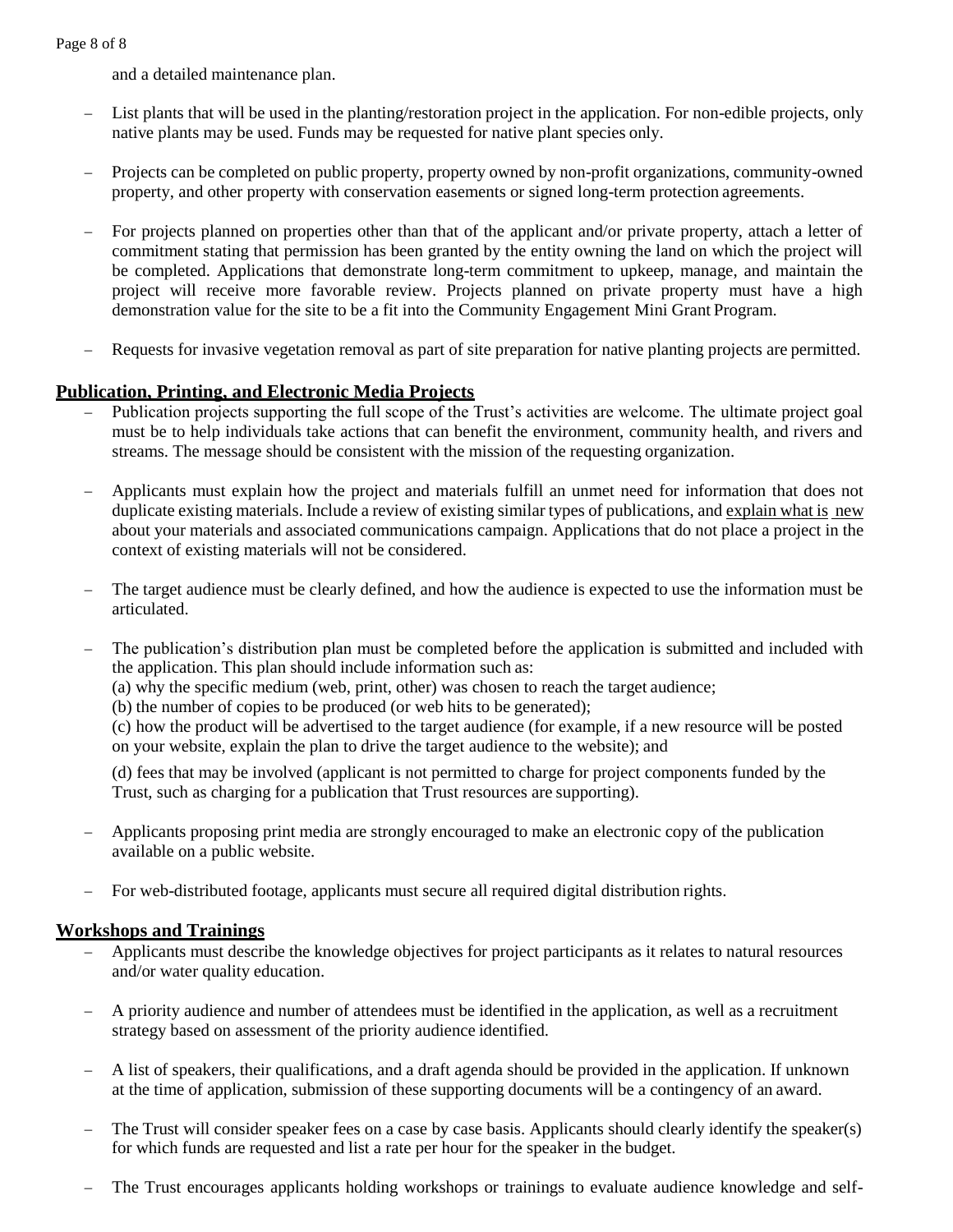and a detailed maintenance plan.

- List plants that will be used in the planting/restoration project in the application. For non-edible projects, only native plants may be used. Funds may be requested for native plant species only.

- Projects can be completed on public property, property owned by non-profit organizations, community-owned property, and other property with conservation easements or signed long-term protection agreements.

- For projects planned on properties other than that of the applicant and/or private property, attach a letter of commitment stating that permission has been granted by the entity owning the land on which the project will be completed. Applications that demonstrate long-term commitment to upkeep, manage, and maintain the project will receive more favorable review. Projects planned on private property must have a high demonstration value for the site to be a fit into the Community Engagement Mini Grant Program.

- Requests for invasive vegetation removal as part of site preparation for native planting projects are permitted.

## Publication, Printing, and Electronic Media Projects

- Publication projects supporting the full scope of the Trust's activities are welcome. The ultimate project goal must be to help individuals take actions that can benefit the environment, community health, and rivers and streams. The message should be consistent with the mission of the requesting organization.

- Applicants must explain how the project and materials fulfill an unmet need for information that does not duplicate existing materials. Include a review of existing similar types of publications, and explain what is new about your materials and associated communications campaign. Applications that do not place a project in the context of existing materials will not be considered.

- The target audience must be clearly defined, and how the audience is expected to use the information must be articulated.

- The publication's distribution plan must be completed before the application is submitted and included with the application. This plan should include information such as:
  (a) why the specific medium (web, print, other) was chosen to reach the target audience;
  (b) the number of copies to be produced (or web hits to be generated);
  (c) how the product will be advertised to the target audience (for example, if a new resource will be posted on your website, explain the plan to drive the target audience to the website); and

  (d) fees that may be involved (applicant is not permitted to charge for project components funded by the Trust, such as charging for a publication that Trust resources are supporting).

- Applicants proposing print media are strongly encouraged to make an electronic copy of the publication available on a public website.

- For web-distributed footage, applicants must secure all required digital distribution rights.

## Workshops and Trainings

- Applicants must describe the knowledge objectives for project participants as it relates to natural resources and/or water quality education.

- A priority audience and number of attendees must be identified in the application, as well as a recruitment strategy based on assessment of the priority audience identified.

- A list of speakers, their qualifications, and a draft agenda should be provided in the application. If unknown at the time of application, submission of these supporting documents will be a contingency of an award.

- The Trust will consider speaker fees on a case by case basis. Applicants should clearly identify the speaker(s) for which funds are requested and list a rate per hour for the speaker in the budget.

- The Trust encourages applicants holding workshops or trainings to evaluate audience knowledge and self-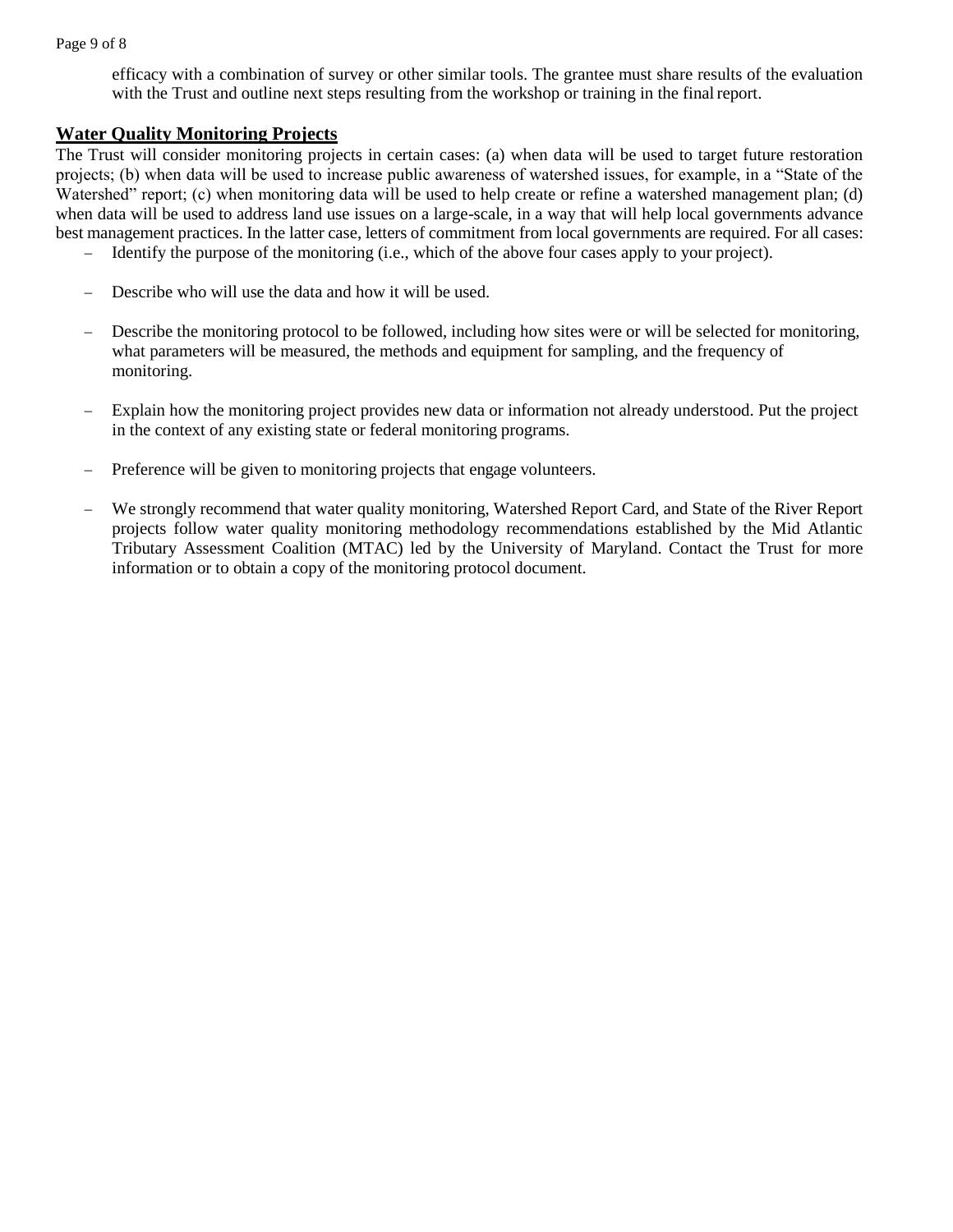efficacy with a combination of survey or other similar tools. The grantee must share results of the evaluation with the Trust and outline next steps resulting from the workshop or training in the final report.

## Water Quality Monitoring Projects

The Trust will consider monitoring projects in certain cases: (a) when data will be used to target future restoration projects; (b) when data will be used to increase public awareness of watershed issues, for example, in a "State of the Watershed" report; (c) when monitoring data will be used to help create or refine a watershed management plan; (d) when data will be used to address land use issues on a large-scale, in a way that will help local governments advance best management practices. In the latter case, letters of commitment from local governments are required. For all cases:

- Identify the purpose of the monitoring (i.e., which of the above four cases apply to your project).
- Describe who will use the data and how it will be used.
- Describe the monitoring protocol to be followed, including how sites were or will be selected for monitoring, what parameters will be measured, the methods and equipment for sampling, and the frequency of monitoring.
- Explain how the monitoring project provides new data or information not already understood. Put the project in the context of any existing state or federal monitoring programs.
- Preference will be given to monitoring projects that engage volunteers.
- We strongly recommend that water quality monitoring, Watershed Report Card, and State of the River Report projects follow water quality monitoring methodology recommendations established by the Mid Atlantic Tributary Assessment Coalition (MTAC) led by the University of Maryland. Contact the Trust for more information or to obtain a copy of the monitoring protocol document.